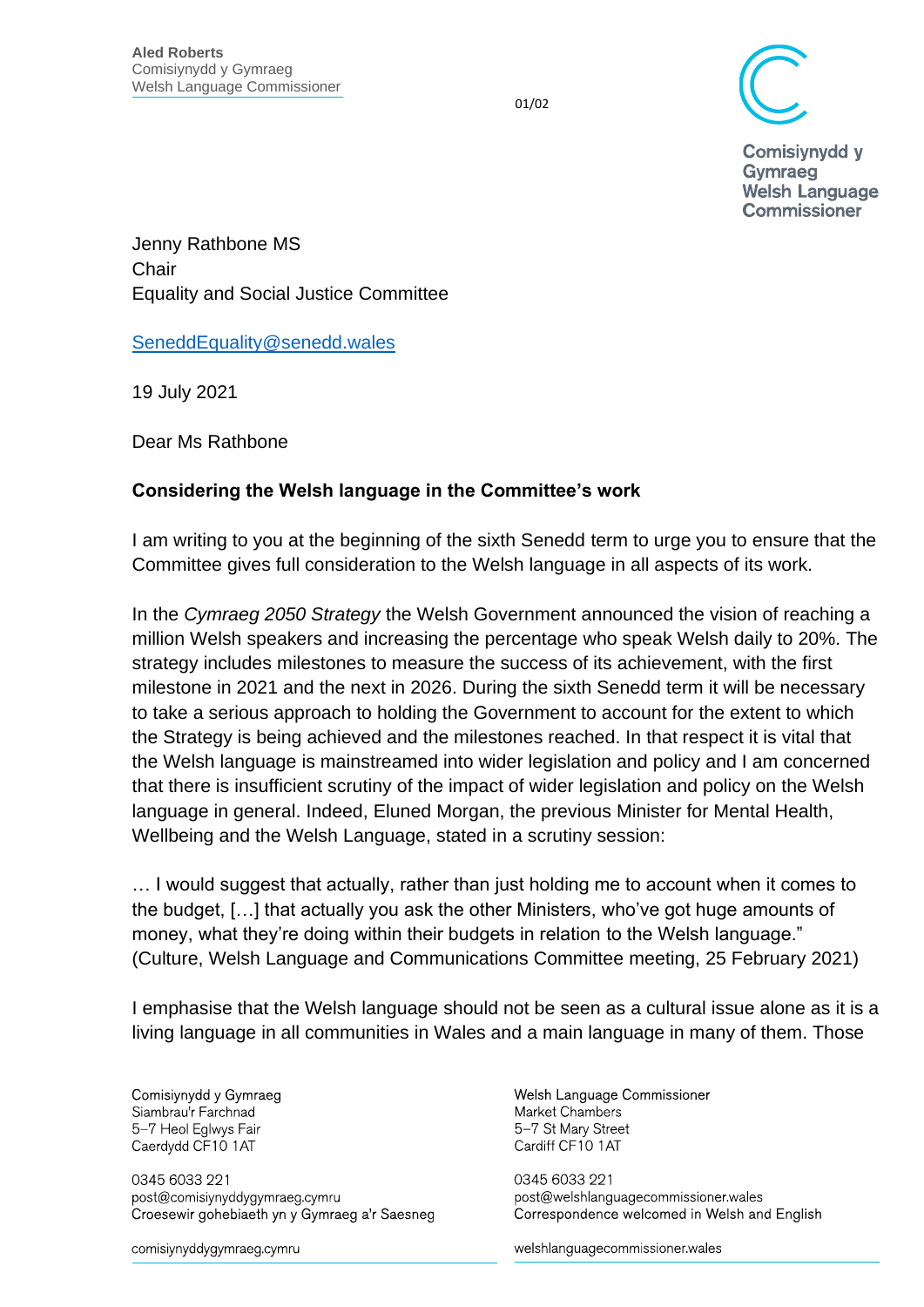Aled Roberts
Comisiynydd y Gymraeg
Welsh Language Commissioner

Comisiynydd y Gymraeg
Welsh Language Commissioner

Jenny Rathbone MS
Chair
Equality and Social Justice Committee

SeneddEquality@senedd.wales

19 July 2021

Dear Ms Rathbone

**Considering the Welsh language in the Committee's work**

I am writing to you at the beginning of the sixth Senedd term to urge you to ensure that the Committee gives full consideration to the Welsh language in all aspects of its work.

In the *Cymraeg 2050 Strategy* the Welsh Government announced the vision of reaching a million Welsh speakers and increasing the percentage who speak Welsh daily to 20%. The strategy includes milestones to measure the success of its achievement, with the first milestone in 2021 and the next in 2026. During the sixth Senedd term it will be necessary to take a serious approach to holding the Government to account for the extent to which the Strategy is being achieved and the milestones reached. In that respect it is vital that the Welsh language is mainstreamed into wider legislation and policy and I am concerned that there is insufficient scrutiny of the impact of wider legislation and policy on the Welsh language in general. Indeed, Eluned Morgan, the previous Minister for Mental Health, Wellbeing and the Welsh Language, stated in a scrutiny session:

… I would suggest that actually, rather than just holding me to account when it comes to the budget, […] that actually you ask the other Ministers, who've got huge amounts of money, what they're doing within their budgets in relation to the Welsh language." (Culture, Welsh Language and Communications Committee meeting, 25 February 2021)

I emphasise that the Welsh language should not be seen as a cultural issue alone as it is a living language in all communities in Wales and a main language in many of them. Those

Comisiynydd y Gymraeg
Siambrau'r Farchnad
5–7 Heol Eglwys Fair
Caerdydd CF10 1AT

0345 6033 221
post@comisiynyddygymraeg.cymru
Croesewir gohebiaeth yn y Gymraeg a'r Saesneg

comisiynyddygymraeg.cymru

Welsh Language Commissioner
Market Chambers
5–7 St Mary Street
Cardiff CF10 1AT

0345 6033 221
post@welshlanguagecommissioner.wales
Correspondence welcomed in Welsh and English

welshlanguagecommissioner.wales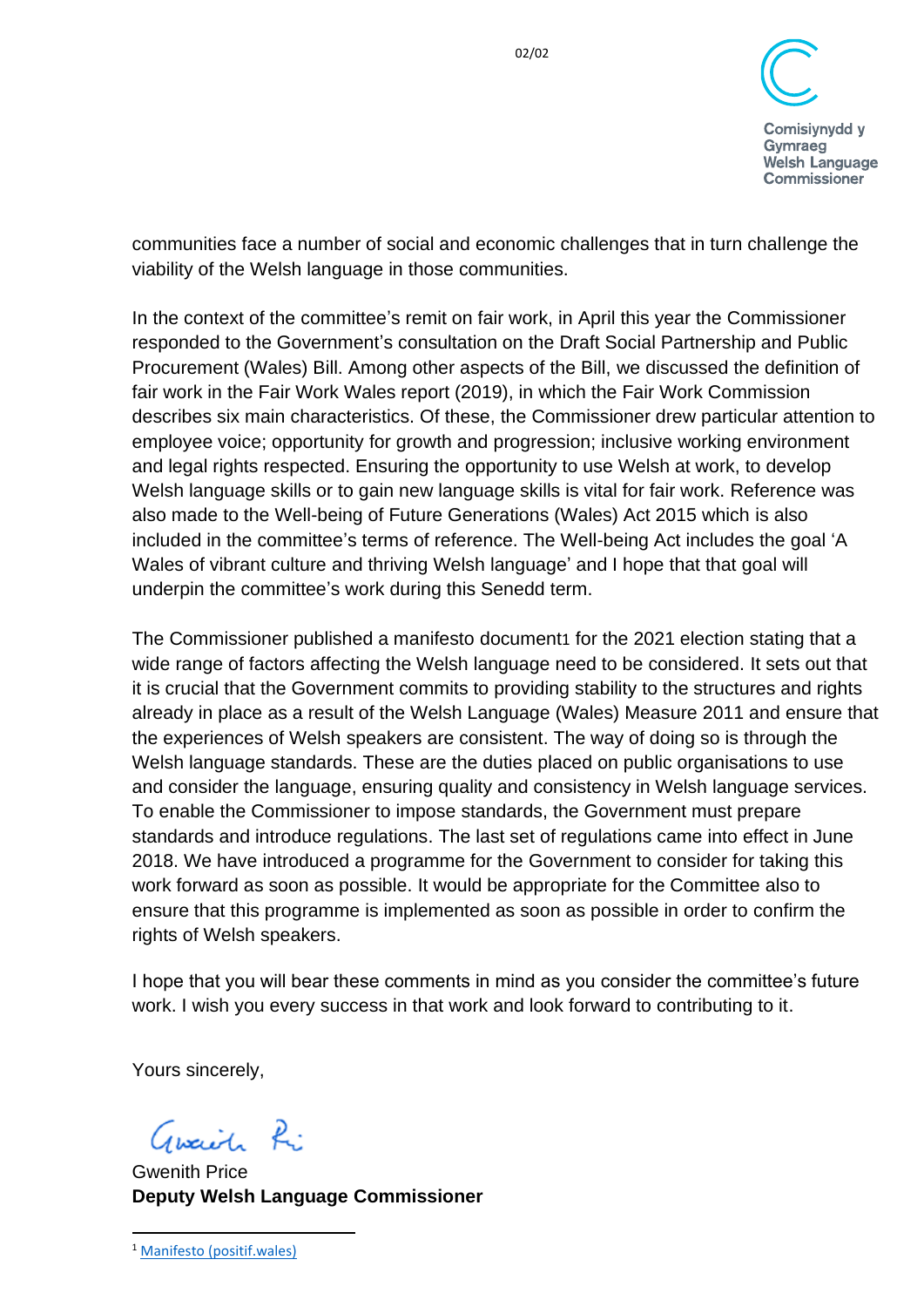communities face a number of social and economic challenges that in turn challenge the viability of the Welsh language in those communities.

In the context of the committee's remit on fair work, in April this year the Commissioner responded to the Government's consultation on the Draft Social Partnership and Public Procurement (Wales) Bill. Among other aspects of the Bill, we discussed the definition of fair work in the Fair Work Wales report (2019), in which the Fair Work Commission describes six main characteristics. Of these, the Commissioner drew particular attention to employee voice; opportunity for growth and progression; inclusive working environment and legal rights respected. Ensuring the opportunity to use Welsh at work, to develop Welsh language skills or to gain new language skills is vital for fair work. Reference was also made to the Well-being of Future Generations (Wales) Act 2015 which is also included in the committee's terms of reference. The Well-being Act includes the goal 'A Wales of vibrant culture and thriving Welsh language' and I hope that that goal will underpin the committee's work during this Senedd term.

The Commissioner published a manifesto document[1] for the 2021 election stating that a wide range of factors affecting the Welsh language need to be considered. It sets out that it is crucial that the Government commits to providing stability to the structures and rights already in place as a result of the Welsh Language (Wales) Measure 2011 and ensure that the experiences of Welsh speakers are consistent. The way of doing so is through the Welsh language standards. These are the duties placed on public organisations to use and consider the language, ensuring quality and consistency in Welsh language services. To enable the Commissioner to impose standards, the Government must prepare standards and introduce regulations. The last set of regulations came into effect in June 2018. We have introduced a programme for the Government to consider for taking this work forward as soon as possible. It would be appropriate for the Committee also to ensure that this programme is implemented as soon as possible in order to confirm the rights of Welsh speakers.

I hope that you will bear these comments in mind as you consider the committee's future work. I wish you every success in that work and look forward to contributing to it.

Yours sincerely,

Gwenith Price
**Deputy Welsh Language Commissioner**

---

[1] Manifesto (positif.wales)